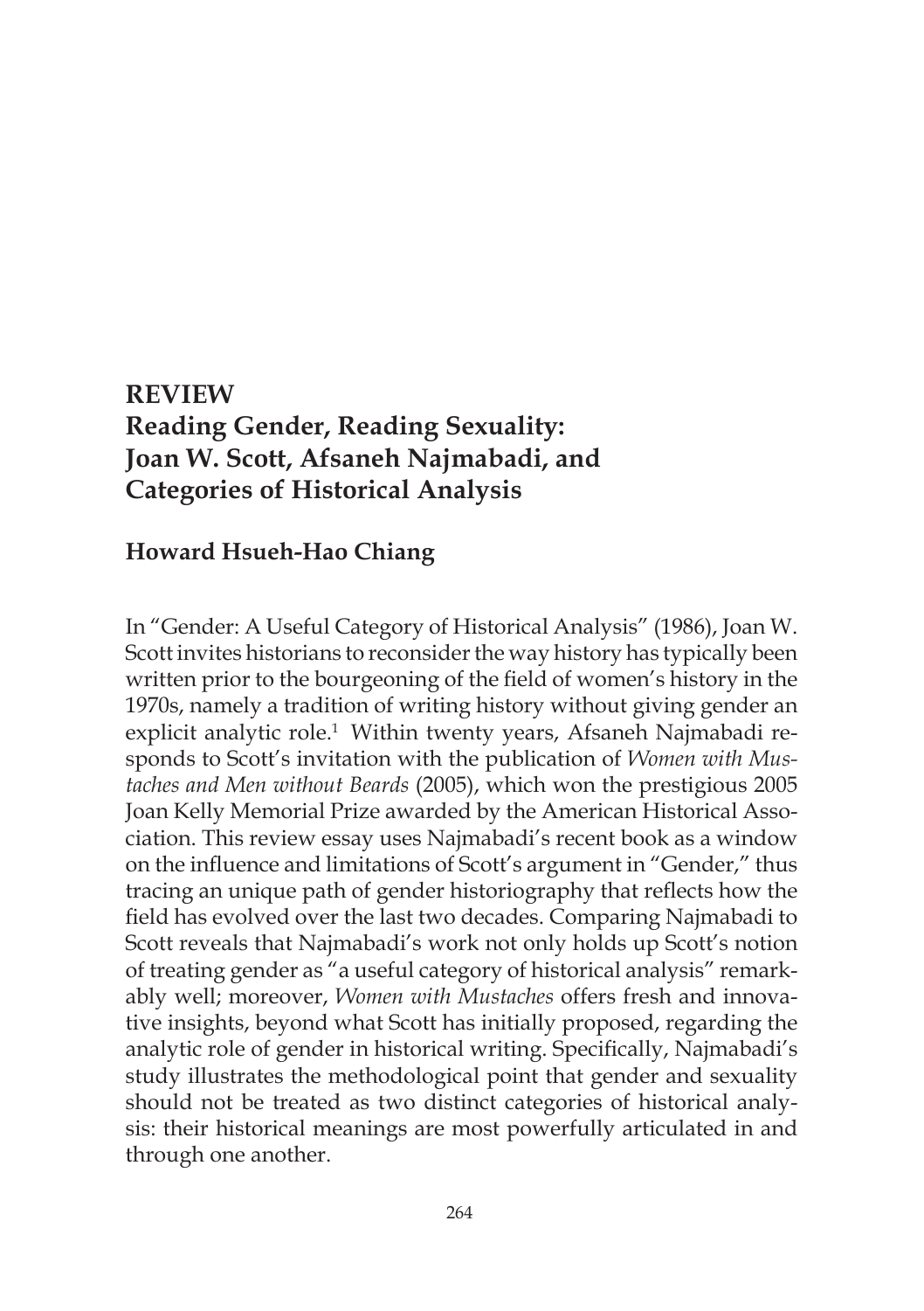**REVIEW**

# Reading Gender, Reading Sexuality: Joan W. Scott, Afsaneh Najmabadi, and Categories of Historical Analysis

## Howard Hsueh-Hao Chiang

In "Gender: A Useful Category of Historical Analysis" (1986), Joan W. Scott invites historians to reconsider the way history has typically been written prior to the bourgeoning of the field of women's history in the 1970s, namely a tradition of writing history without giving gender an explicit analytic role.[1] Within twenty years, Afsaneh Najmabadi responds to Scott's invitation with the publication of *Women with Mustaches and Men without Beards* (2005), which won the prestigious 2005 Joan Kelly Memorial Prize awarded by the American Historical Association. This review essay uses Najmabadi's recent book as a window on the influence and limitations of Scott's argument in "Gender," thus tracing an unique path of gender historiography that reflects how the field has evolved over the last two decades. Comparing Najmabadi to Scott reveals that Najmabadi's work not only holds up Scott's notion of treating gender as "a useful category of historical analysis" remarkably well; moreover, *Women with Mustaches* offers fresh and innovative insights, beyond what Scott has initially proposed, regarding the analytic role of gender in historical writing. Specifically, Najmabadi's study illustrates the methodological point that gender and sexuality should not be treated as two distinct categories of historical analysis: their historical meanings are most powerfully articulated in and through one another.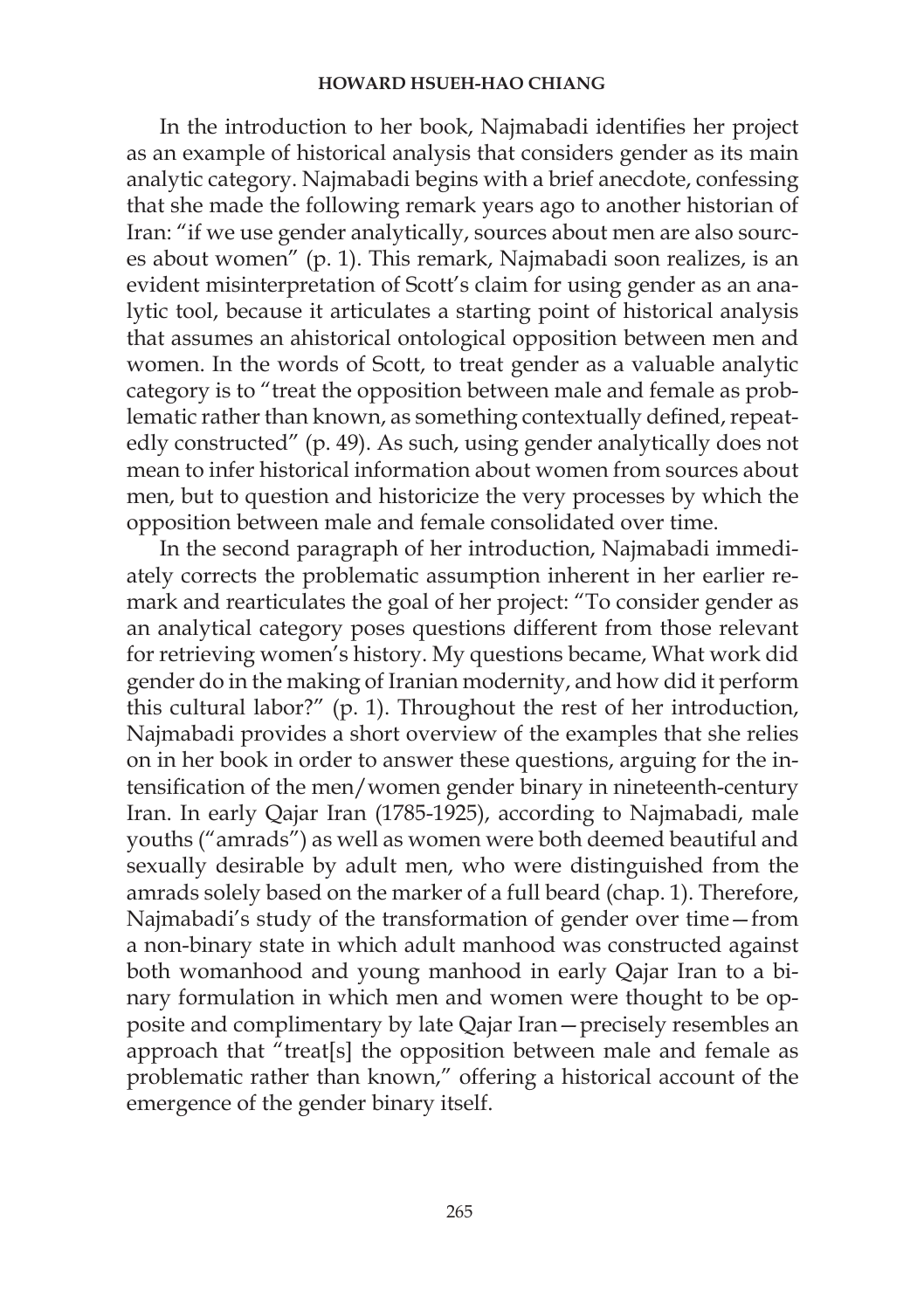In the introduction to her book, Najmabadi identifies her project as an example of historical analysis that considers gender as its main analytic category. Najmabadi begins with a brief anecdote, confessing that she made the following remark years ago to another historian of Iran: "if we use gender analytically, sources about men are also sources about women" (p. 1). This remark, Najmabadi soon realizes, is an evident misinterpretation of Scott's claim for using gender as an analytic tool, because it articulates a starting point of historical analysis that assumes an ahistorical ontological opposition between men and women. In the words of Scott, to treat gender as a valuable analytic category is to "treat the opposition between male and female as problematic rather than known, as something contextually defined, repeatedly constructed" (p. 49). As such, using gender analytically does not mean to infer historical information about women from sources about men, but to question and historicize the very processes by which the opposition between male and female consolidated over time.

In the second paragraph of her introduction, Najmabadi immediately corrects the problematic assumption inherent in her earlier remark and rearticulates the goal of her project: "To consider gender as an analytical category poses questions different from those relevant for retrieving women's history. My questions became, What work did gender do in the making of Iranian modernity, and how did it perform this cultural labor?" (p. 1). Throughout the rest of her introduction, Najmabadi provides a short overview of the examples that she relies on in her book in order to answer these questions, arguing for the intensification of the men/women gender binary in nineteenth-century Iran. In early Qajar Iran (1785-1925), according to Najmabadi, male youths ("amrads") as well as women were both deemed beautiful and sexually desirable by adult men, who were distinguished from the amrads solely based on the marker of a full beard (chap. 1). Therefore, Najmabadi's study of the transformation of gender over time—from a non-binary state in which adult manhood was constructed against both womanhood and young manhood in early Qajar Iran to a binary formulation in which men and women were thought to be opposite and complimentary by late Qajar Iran—precisely resembles an approach that "treat[s] the opposition between male and female as problematic rather than known," offering a historical account of the emergence of the gender binary itself.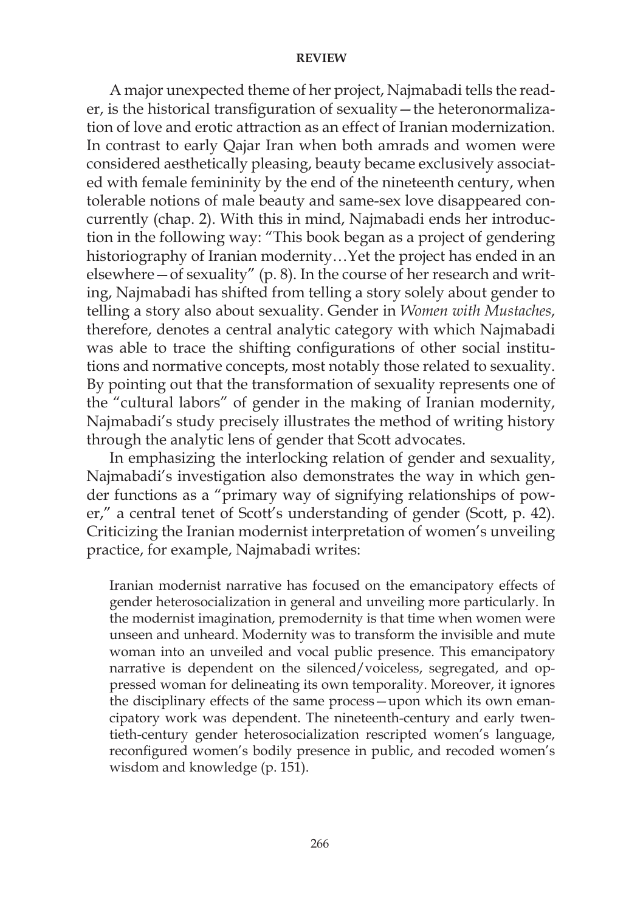A major unexpected theme of her project, Najmabadi tells the reader, is the historical transfiguration of sexuality—the heteronormalization of love and erotic attraction as an effect of Iranian modernization. In contrast to early Qajar Iran when both amrads and women were considered aesthetically pleasing, beauty became exclusively associated with female femininity by the end of the nineteenth century, when tolerable notions of male beauty and same-sex love disappeared concurrently (chap. 2). With this in mind, Najmabadi ends her introduction in the following way: "This book began as a project of gendering historiography of Iranian modernity…Yet the project has ended in an elsewhere—of sexuality" (p. 8). In the course of her research and writing, Najmabadi has shifted from telling a story solely about gender to telling a story also about sexuality. Gender in *Women with Mustaches*, therefore, denotes a central analytic category with which Najmabadi was able to trace the shifting configurations of other social institutions and normative concepts, most notably those related to sexuality. By pointing out that the transformation of sexuality represents one of the "cultural labors" of gender in the making of Iranian modernity, Najmabadi's study precisely illustrates the method of writing history through the analytic lens of gender that Scott advocates.

In emphasizing the interlocking relation of gender and sexuality, Najmabadi's investigation also demonstrates the way in which gender functions as a "primary way of signifying relationships of power," a central tenet of Scott's understanding of gender (Scott, p. 42). Criticizing the Iranian modernist interpretation of women's unveiling practice, for example, Najmabadi writes:

> Iranian modernist narrative has focused on the emancipatory effects of gender heterosocialization in general and unveiling more particularly. In the modernist imagination, premodernity is that time when women were unseen and unheard. Modernity was to transform the invisible and mute woman into an unveiled and vocal public presence. This emancipatory narrative is dependent on the silenced/voiceless, segregated, and oppressed woman for delineating its own temporality. Moreover, it ignores the disciplinary effects of the same process—upon which its own emancipatory work was dependent. The nineteenth-century and early twentieth-century gender heterosocialization rescripted women's language, reconfigured women's bodily presence in public, and recoded women's wisdom and knowledge (p. 151).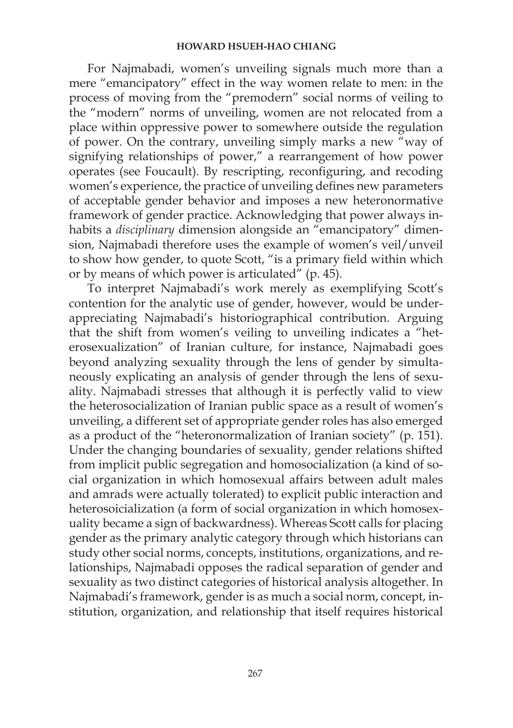For Najmabadi, women's unveiling signals much more than a mere "emancipatory" effect in the way women relate to men: in the process of moving from the "premodern" social norms of veiling to the "modern" norms of unveiling, women are not relocated from a place within oppressive power to somewhere outside the regulation of power. On the contrary, unveiling simply marks a new "way of signifying relationships of power," a rearrangement of how power operates (see Foucault). By rescripting, reconfiguring, and recoding women's experience, the practice of unveiling defines new parameters of acceptable gender behavior and imposes a new heteronormative framework of gender practice. Acknowledging that power always inhabits a *disciplinary* dimension alongside an "emancipatory" dimension, Najmabadi therefore uses the example of women's veil/unveil to show how gender, to quote Scott, "is a primary field within which or by means of which power is articulated" (p. 45).

To interpret Najmabadi's work merely as exemplifying Scott's contention for the analytic use of gender, however, would be underappreciating Najmabadi's historiographical contribution. Arguing that the shift from women's veiling to unveiling indicates a "heterosexualization" of Iranian culture, for instance, Najmabadi goes beyond analyzing sexuality through the lens of gender by simultaneously explicating an analysis of gender through the lens of sexuality. Najmabadi stresses that although it is perfectly valid to view the heterosocialization of Iranian public space as a result of women's unveiling, a different set of appropriate gender roles has also emerged as a product of the "heteronormalization of Iranian society" (p. 151). Under the changing boundaries of sexuality, gender relations shifted from implicit public segregation and homosocialization (a kind of social organization in which homosexual affairs between adult males and amrads were actually tolerated) to explicit public interaction and heterosoicialization (a form of social organization in which homosexuality became a sign of backwardness). Whereas Scott calls for placing gender as the primary analytic category through which historians can study other social norms, concepts, institutions, organizations, and relationships, Najmabadi opposes the radical separation of gender and sexuality as two distinct categories of historical analysis altogether. In Najmabadi's framework, gender is as much a social norm, concept, institution, organization, and relationship that itself requires historical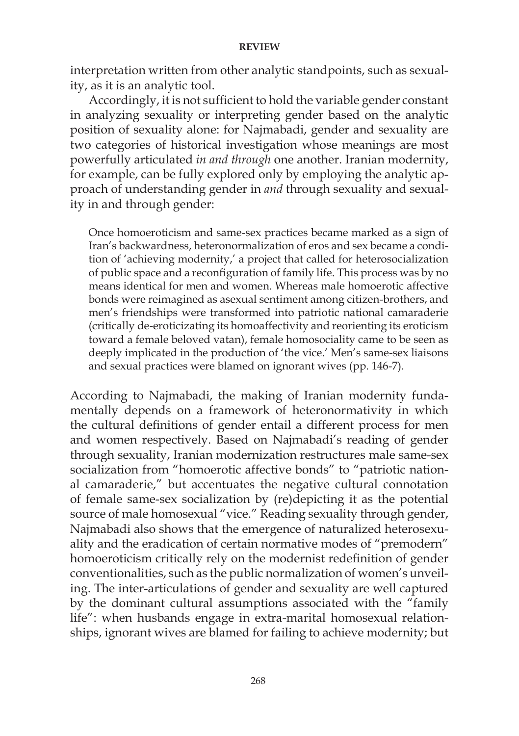interpretation written from other analytic standpoints, such as sexuality, as it is an analytic tool.

Accordingly, it is not sufficient to hold the variable gender constant in analyzing sexuality or interpreting gender based on the analytic position of sexuality alone: for Najmabadi, gender and sexuality are two categories of historical investigation whose meanings are most powerfully articulated *in and through* one another. Iranian modernity, for example, can be fully explored only by employing the analytic approach of understanding gender in *and* through sexuality and sexuality in and through gender:

> Once homoeroticism and same-sex practices became marked as a sign of Iran's backwardness, heteronormalization of eros and sex became a condition of 'achieving modernity,' a project that called for heterosocialization of public space and a reconfiguration of family life. This process was by no means identical for men and women. Whereas male homoerotic affective bonds were reimagined as asexual sentiment among citizen-brothers, and men's friendships were transformed into patriotic national camaraderie (critically de-eroticizating its homoaffectivity and reorienting its eroticism toward a female beloved vatan), female homosociality came to be seen as deeply implicated in the production of 'the vice.' Men's same-sex liaisons and sexual practices were blamed on ignorant wives (pp. 146-7).

According to Najmabadi, the making of Iranian modernity fundamentally depends on a framework of heteronormativity in which the cultural definitions of gender entail a different process for men and women respectively. Based on Najmabadi's reading of gender through sexuality, Iranian modernization restructures male same-sex socialization from "homoerotic affective bonds" to "patriotic national camaraderie," but accentuates the negative cultural connotation of female same-sex socialization by (re)depicting it as the potential source of male homosexual "vice." Reading sexuality through gender, Najmabadi also shows that the emergence of naturalized heterosexuality and the eradication of certain normative modes of "premodern" homoeroticism critically rely on the modernist redefinition of gender conventionalities, such as the public normalization of women's unveiling. The inter-articulations of gender and sexuality are well captured by the dominant cultural assumptions associated with the "family life": when husbands engage in extra-marital homosexual relationships, ignorant wives are blamed for failing to achieve modernity; but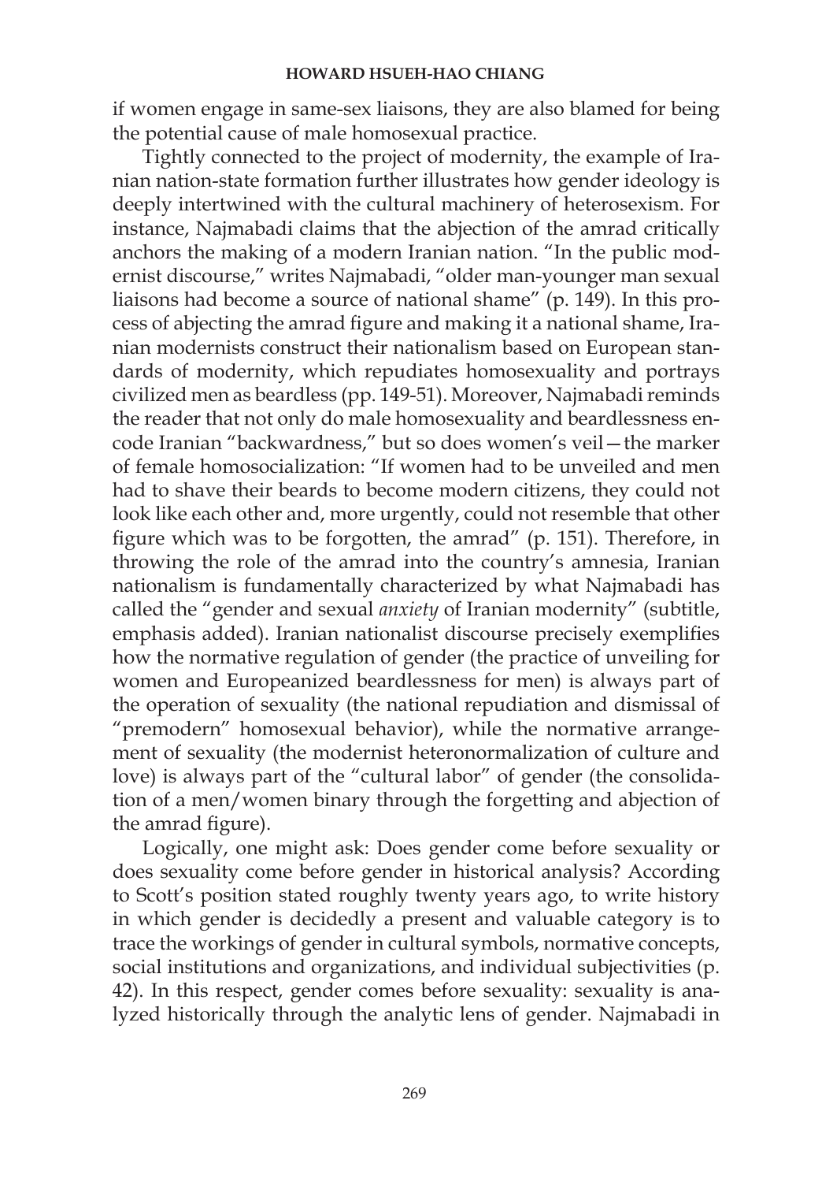if women engage in same-sex liaisons, they are also blamed for being the potential cause of male homosexual practice.

Tightly connected to the project of modernity, the example of Iranian nation-state formation further illustrates how gender ideology is deeply intertwined with the cultural machinery of heterosexism. For instance, Najmabadi claims that the abjection of the amrad critically anchors the making of a modern Iranian nation. "In the public modernist discourse," writes Najmabadi, "older man-younger man sexual liaisons had become a source of national shame" (p. 149). In this process of abjecting the amrad figure and making it a national shame, Iranian modernists construct their nationalism based on European standards of modernity, which repudiates homosexuality and portrays civilized men as beardless (pp. 149-51). Moreover, Najmabadi reminds the reader that not only do male homosexuality and beardlessness encode Iranian "backwardness," but so does women's veil—the marker of female homosocialization: "If women had to be unveiled and men had to shave their beards to become modern citizens, they could not look like each other and, more urgently, could not resemble that other figure which was to be forgotten, the amrad" (p. 151). Therefore, in throwing the role of the amrad into the country's amnesia, Iranian nationalism is fundamentally characterized by what Najmabadi has called the "gender and sexual *anxiety* of Iranian modernity" (subtitle, emphasis added). Iranian nationalist discourse precisely exemplifies how the normative regulation of gender (the practice of unveiling for women and Europeanized beardlessness for men) is always part of the operation of sexuality (the national repudiation and dismissal of "premodern" homosexual behavior), while the normative arrangement of sexuality (the modernist heteronormalization of culture and love) is always part of the "cultural labor" of gender (the consolidation of a men/women binary through the forgetting and abjection of the amrad figure).

Logically, one might ask: Does gender come before sexuality or does sexuality come before gender in historical analysis? According to Scott's position stated roughly twenty years ago, to write history in which gender is decidedly a present and valuable category is to trace the workings of gender in cultural symbols, normative concepts, social institutions and organizations, and individual subjectivities (p. 42). In this respect, gender comes before sexuality: sexuality is analyzed historically through the analytic lens of gender. Najmabadi in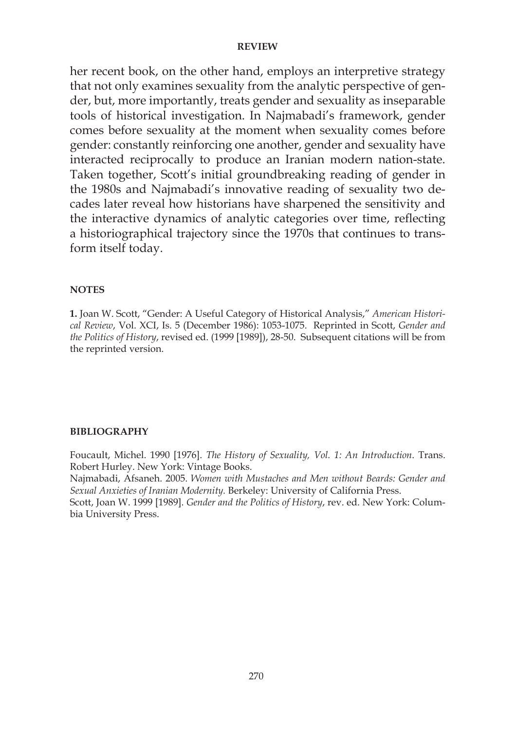her recent book, on the other hand, employs an interpretive strategy that not only examines sexuality from the analytic perspective of gender, but, more importantly, treats gender and sexuality as inseparable tools of historical investigation. In Najmabadi's framework, gender comes before sexuality at the moment when sexuality comes before gender: constantly reinforcing one another, gender and sexuality have interacted reciprocally to produce an Iranian modern nation-state. Taken together, Scott's initial groundbreaking reading of gender in the 1980s and Najmabadi's innovative reading of sexuality two decades later reveal how historians have sharpened the sensitivity and the interactive dynamics of analytic categories over time, reflecting a historiographical trajectory since the 1970s that continues to transform itself today.

## NOTES

**1.** Joan W. Scott, "Gender: A Useful Category of Historical Analysis," *American Historical Review*, Vol. XCI, Is. 5 (December 1986): 1053-1075. Reprinted in Scott, *Gender and the Politics of History*, revised ed. (1999 [1989]), 28-50. Subsequent citations will be from the reprinted version.

## BIBLIOGRAPHY

Foucault, Michel. 1990 [1976]. *The History of Sexuality, Vol. 1: An Introduction*. Trans. Robert Hurley. New York: Vintage Books.

Najmabadi, Afsaneh. 2005. *Women with Mustaches and Men without Beards: Gender and Sexual Anxieties of Iranian Modernity.* Berkeley: University of California Press.

Scott, Joan W. 1999 [1989]. *Gender and the Politics of History*, rev. ed. New York: Columbia University Press.